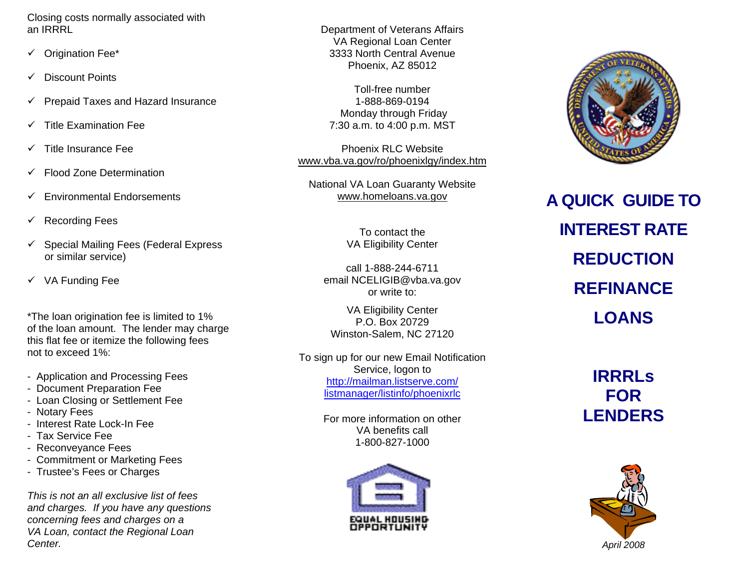Closing costs normally associated with an IRRRL

- ✓ Origination Fee*
- ✓ Discount Points
- ✓ Prepaid Taxes and Hazard Insurance
- ✓ Title Examination Fee
- ✓ Title Insurance Fee
- ✓ Flood Zone Determination
- ✓ Environmental Endorsements
- ✓ Recording Fees
- ✓ Special Mailing Fees (Federal Express or similar service)
- ✓ VA Funding Fee

*The loan origination fee is limited to 1% of the loan amount. The lender may charge this flat fee or itemize the following fees not to exceed 1%:

- Application and Processing Fees
- Document Preparation Fee
- Loan Closing or Settlement Fee
- Notary Fees
- Interest Rate Lock-In Fee
- Tax Service Fee
- Reconveyance Fees
- Commitment or Marketing Fees
- Trustee's Fees or Charges

*This is not an all exclusive list of fees and charges. If you have any questions concerning fees and charges on a VA Loan, contact the Regional Loan Center.*

Department of Veterans Affairs
VA Regional Loan Center
3333 North Central Avenue
Phoenix, AZ 85012

Toll-free number
1-888-869-0194
Monday through Friday
7:30 a.m. to 4:00 p.m. MST

Phoenix RLC Website
www.vba.va.gov/ro/phoenixlgy/index.htm

National VA Loan Guaranty Website
www.homeloans.va.gov

To contact the
VA Eligibility Center

call 1-888-244-6711
email NCELIGIB@vba.va.gov
or write to:

VA Eligibility Center
P.O. Box 20729
Winston-Salem, NC 27120

To sign up for our new Email Notification Service, logon to
http://mailman.listserve.com/listmanager/listinfo/phoenixrlc

For more information on other VA benefits call
1-800-827-1000

EQUAL HOUSING OPPORTUNITY

# A QUICK GUIDE TO INTEREST RATE REDUCTION REFINANCE LOANS

## IRRRLs FOR LENDERS

*April 2008*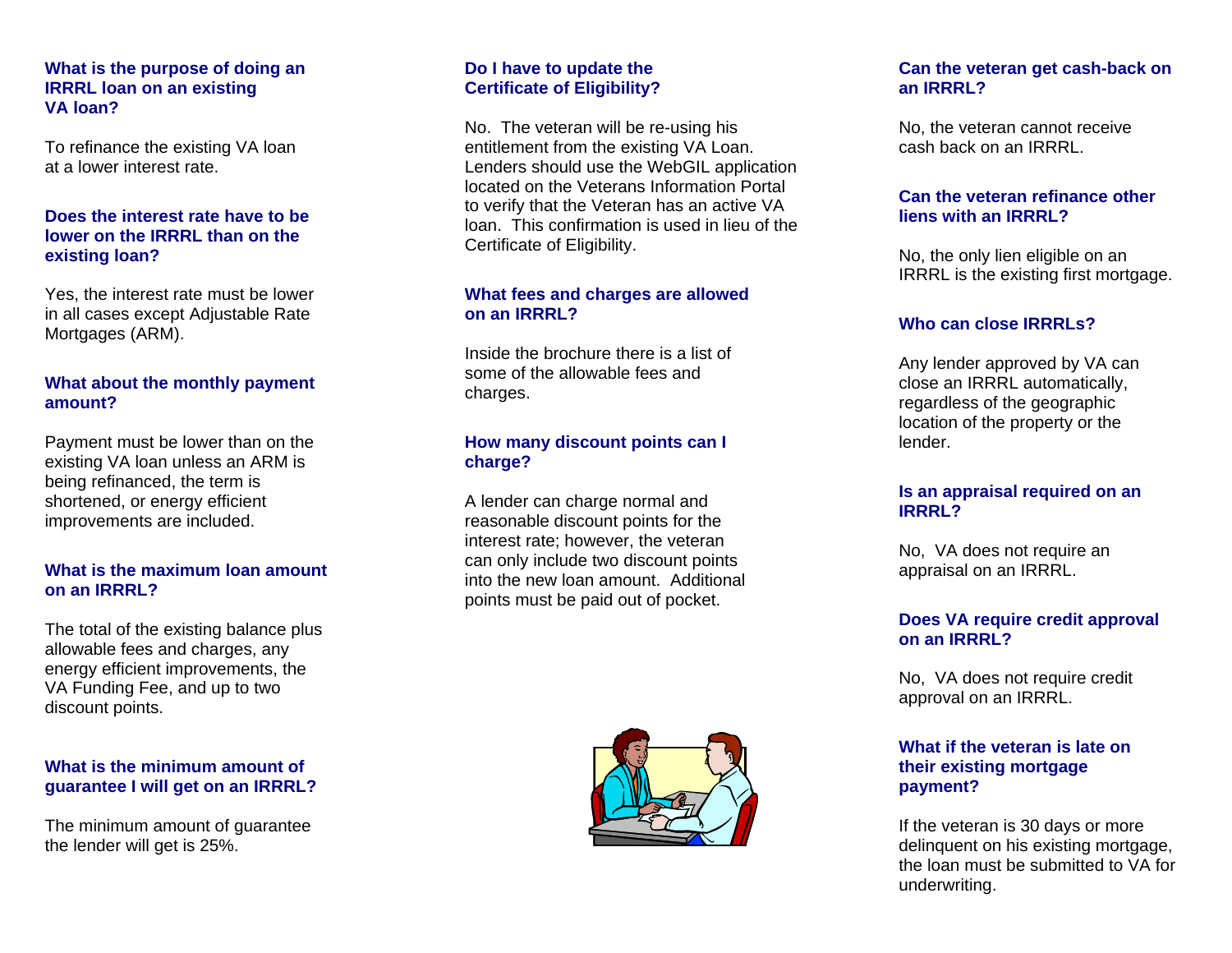### What is the purpose of doing an IRRRL loan on an existing VA loan?

To refinance the existing VA loan at a lower interest rate.

### Does the interest rate have to be lower on the IRRRL than on the existing loan?

Yes, the interest rate must be lower in all cases except Adjustable Rate Mortgages (ARM).

### What about the monthly payment amount?

Payment must be lower than on the existing VA loan unless an ARM is being refinanced, the term is shortened, or energy efficient improvements are included.

### What is the maximum loan amount on an IRRRL?

The total of the existing balance plus allowable fees and charges, any energy efficient improvements, the VA Funding Fee, and up to two discount points.

### What is the minimum amount of guarantee I will get on an IRRRL?

The minimum amount of guarantee the lender will get is 25%.

### Do I have to update the Certificate of Eligibility?

No. The veteran will be re-using his entitlement from the existing VA Loan. Lenders should use the WebGIL application located on the Veterans Information Portal to verify that the Veteran has an active VA loan. This confirmation is used in lieu of the Certificate of Eligibility.

### What fees and charges are allowed on an IRRRL?

Inside the brochure there is a list of some of the allowable fees and charges.

### How many discount points can I charge?

A lender can charge normal and reasonable discount points for the interest rate; however, the veteran can only include two discount points into the new loan amount. Additional points must be paid out of pocket.

### Can the veteran get cash-back on an IRRRL?

No, the veteran cannot receive cash back on an IRRRL.

### Can the veteran refinance other liens with an IRRRL?

No, the only lien eligible on an IRRRL is the existing first mortgage.

### Who can close IRRRLs?

Any lender approved by VA can close an IRRRL automatically, regardless of the geographic location of the property or the lender.

### Is an appraisal required on an IRRRL?

No, VA does not require an appraisal on an IRRRL.

### Does VA require credit approval on an IRRRL?

No, VA does not require credit approval on an IRRRL.

### What if the veteran is late on their existing mortgage payment?

If the veteran is 30 days or more delinquent on his existing mortgage, the loan must be submitted to VA for underwriting.